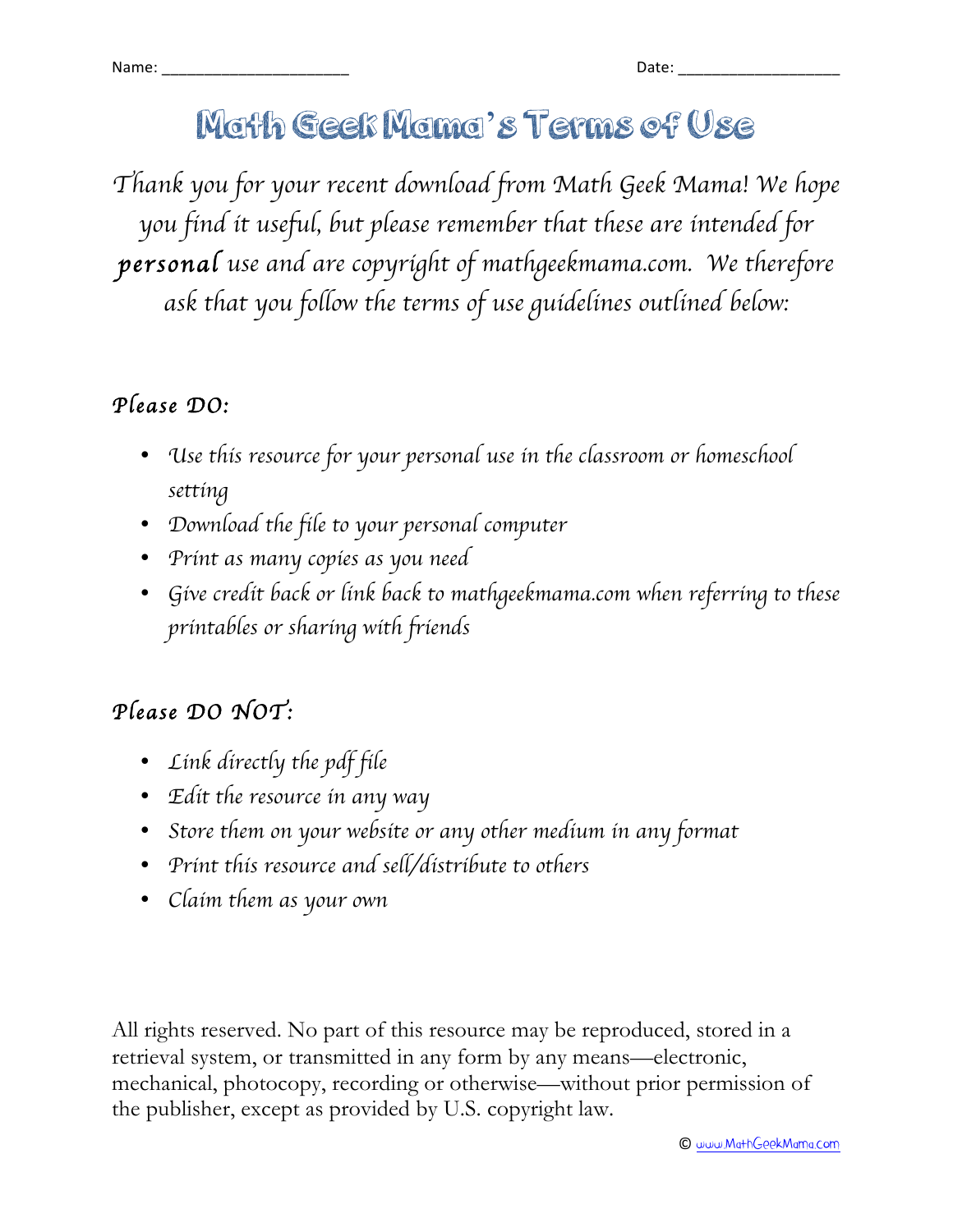Name: ______________________ Date: ___________________

# Math Geek Mama's Terms of Use

*Thank you for your recent download from Math Geek Mama! We hope you find it useful, but please remember that these are intended for **personal** use and are copyright of mathgeekmama.com. We therefore ask that you follow the terms of use guidelines outlined below:*

## *Please DO:*

- *Use this resource for your personal use in the classroom or homeschool setting*
- *Download the file to your personal computer*
- *Print as many copies as you need*
- *Give credit back or link back to mathgeekmama.com when referring to these printables or sharing with friends*

## *Please DO NOT:*

- *Link directly the pdf file*
- *Edit the resource in any way*
- *Store them on your website or any other medium in any format*
- *Print this resource and sell/distribute to others*
- *Claim them as your own*

All rights reserved. No part of this resource may be reproduced, stored in a retrieval system, or transmitted in any form by any means—electronic, mechanical, photocopy, recording or otherwise—without prior permission of the publisher, except as provided by U.S. copyright law.

© www.MathGeekMama.com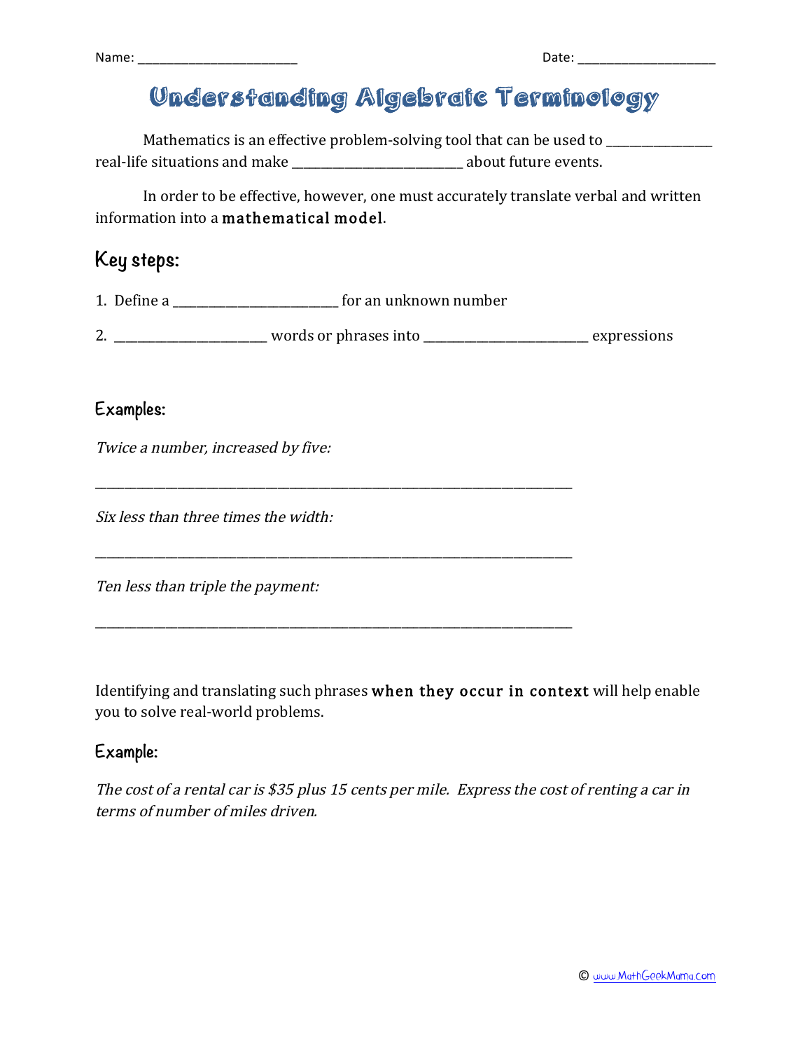Name: ________________________ Date: ______________________

# Understanding Algebraic Terminology

Mathematics is an effective problem-solving tool that can be used to ________________ real-life situations and make __________________________ about future events.

In order to be effective, however, one must accurately translate verbal and written information into a **mathematical model**.

## Key steps:

1. Define a _________________________ for an unknown number
2. ________________________ words or phrases into _________________________ expressions

### Examples:

*Twice a number, increased by five:*

_______________________________________________________________________

*Six less than three times the width:*

_______________________________________________________________________

*Ten less than triple the payment:*

_______________________________________________________________________

Identifying and translating such phrases **when they occur in context** will help enable you to solve real-world problems.

### Example:

*The cost of a rental car is $35 plus 15 cents per mile. Express the cost of renting a car in terms of number of miles driven.*

© www.MathGeekMama.com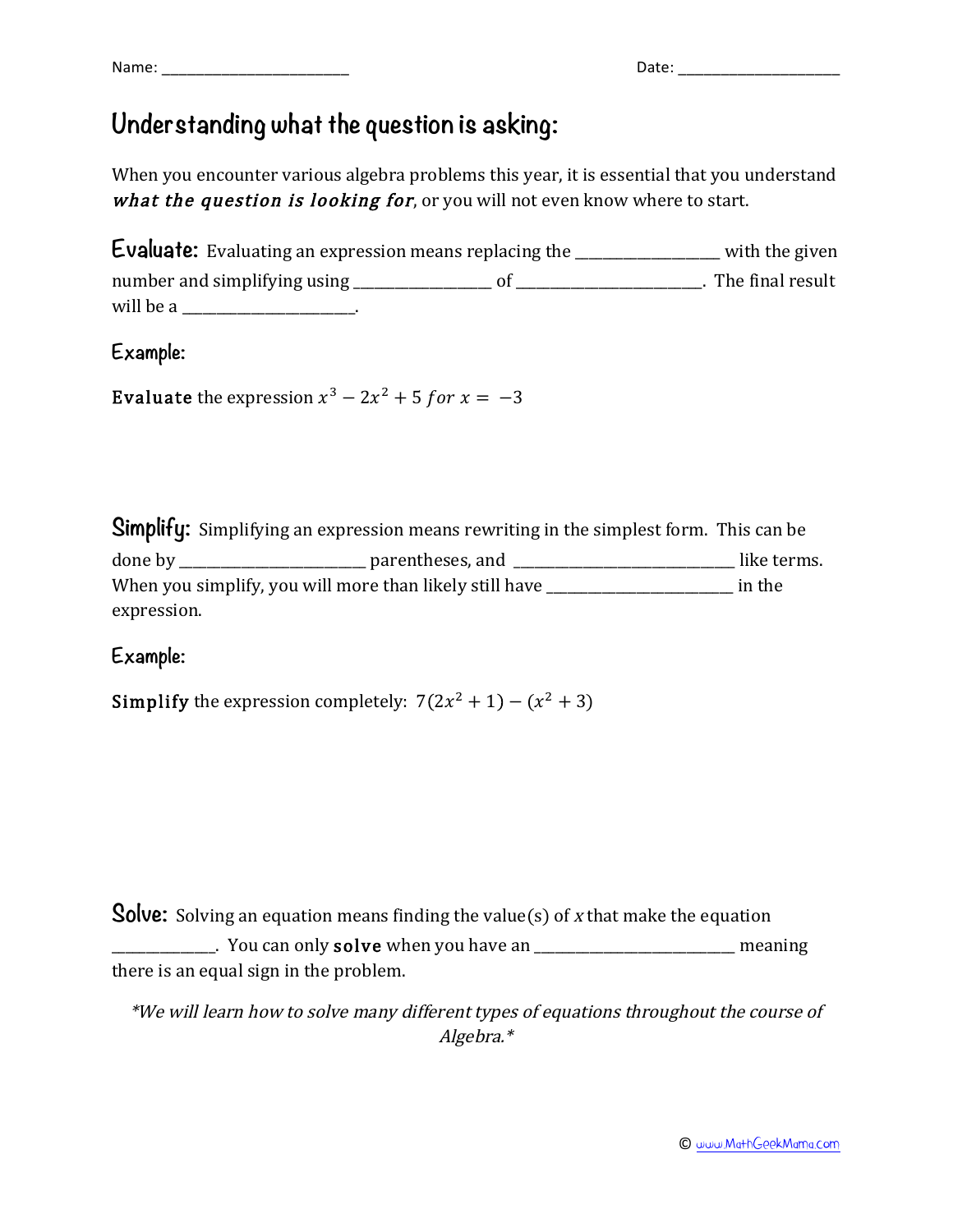Name: ________________________ Date: _____________________

# Understanding what the question is asking:

When you encounter various algebra problems this year, it is essential that you understand ***what the question is looking for***, or you will not even know where to start.

**Evaluate:** Evaluating an expression means replacing the __________________ with the given number and simplifying using __________________ of ________________________. The final result will be a _______________________.

### Example:

**Evaluate** the expression $x^3 - 2x^2 + 5 \; for \; x = -3$

**Simplify:** Simplifying an expression means rewriting in the simplest form. This can be done by ________________________ parentheses, and ____________________________ like terms. When you simplify, you will more than likely still have ________________________ in the expression.

### Example:

**Simplify** the expression completely: $7(2x^2 + 1) - (x^2 + 3)$

**Solve:** Solving an equation means finding the value(s) of $x$ that make the equation _____________. You can only **solve** when you have an _________________________ meaning there is an equal sign in the problem.

*\*We will learn how to solve many different types of equations throughout the course of Algebra.\**

© www.MathGeekMama.com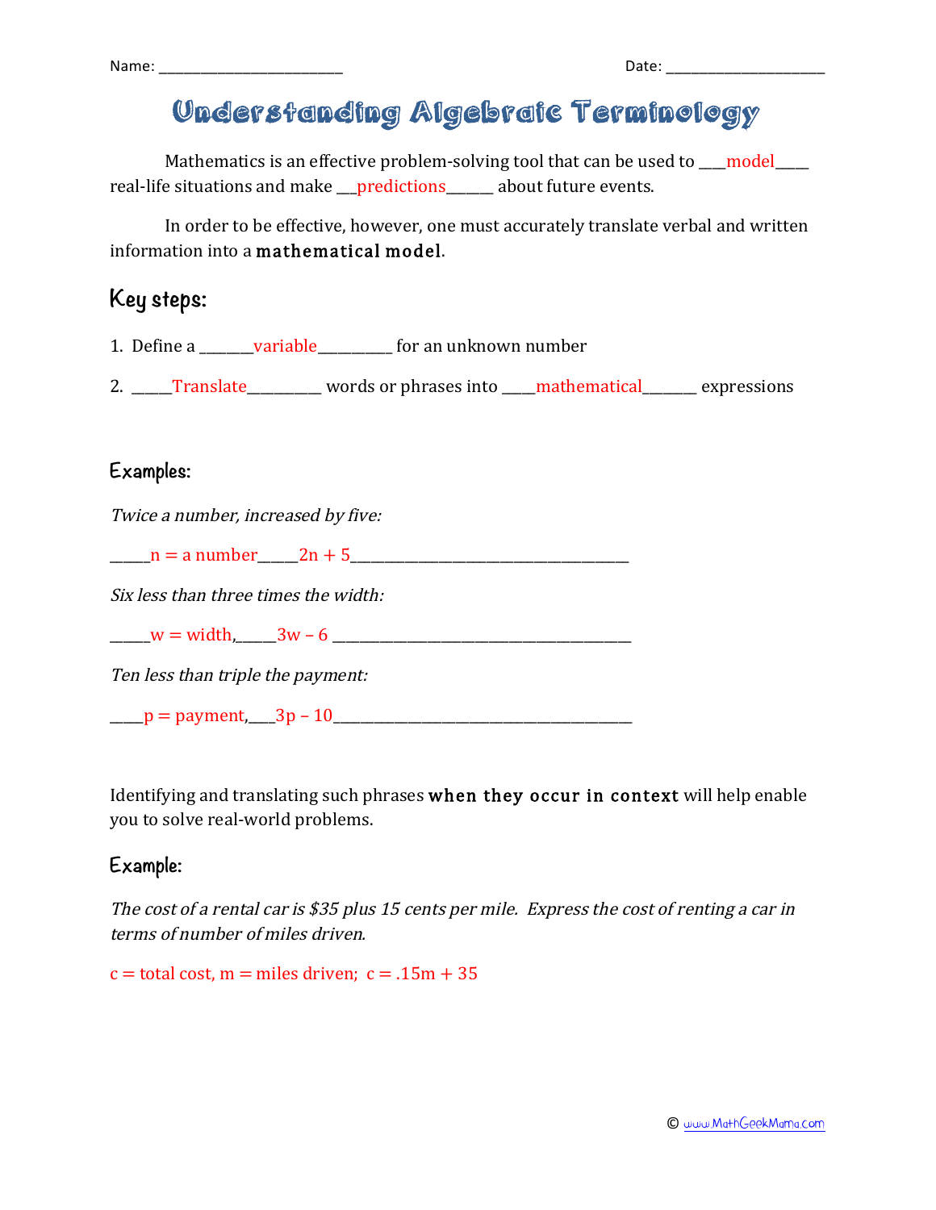Name: ________________________ Date: ____________________

# Understanding Algebraic Terminology

Mathematics is an effective problem-solving tool that can be used to ___model____ real-life situations and make __predictions______ about future events.

In order to be effective, however, one must accurately translate verbal and written information into a **mathematical model**.

## Key steps:

1. Define a _______variable_________ for an unknown number
2. _____Translate_________ words or phrases into ____mathematical_______ expressions

### Examples:

*Twice a number, increased by five:*

_____$n$ = a number_____$2n + 5$______________________________________

*Six less than three times the width:*

_____$w$ = width,_____$3w – 6$ ______________________________________

*Ten less than triple the payment:*

____$p$ = payment,___$3p – 10$______________________________________

Identifying and translating such phrases **when they occur in context** will help enable you to solve real-world problems.

### Example:

*The cost of a rental car is $35 plus 15 cents per mile. Express the cost of renting a car in terms of number of miles driven.*

$c$ = total cost, $m$ = miles driven; $c = .15m + 35$

© www.MathGeekMama.com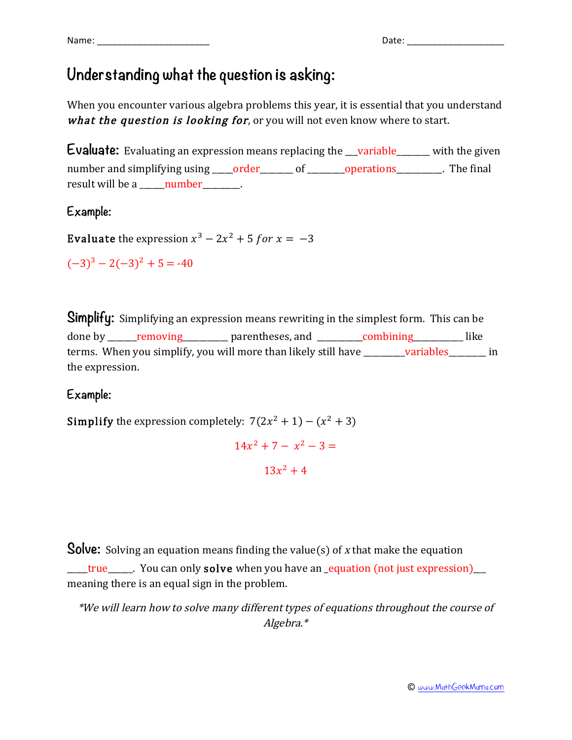Name: ______________________ Date: ____________________

# Understanding what the question is asking:

When you encounter various algebra problems this year, it is essential that you understand ***what the question is looking for***, or you will not even know where to start.

**Evaluate:** Evaluating an expression means replacing the ___variable_______ with the given number and simplifying using ____order_______ of ________operations_________. The final result will be a _____number________.

### Example:

**Evaluate** the expression $x^3 - 2x^2 + 5 \; for \; x = -3$

$(-3)^3 - 2(-3)^2 + 5 =$ -40

**Simplify:** Simplifying an expression means rewriting in the simplest form. This can be done by ______removing__________ parentheses, and __________combining___________ like terms. When you simplify, you will more than likely still have _________variables________ in the expression.

### Example:

**Simplify** the expression completely: $7(2x^2 + 1) - (x^2 + 3)$

$$14x^2 + 7 - x^2 - 3 =$$

$$13x^2 + 4$$

**Solve:** Solving an equation means finding the value(s) of $x$ that make the equation ____true_____. You can only **solve** when you have an _equation (not just expression)___ meaning there is an equal sign in the problem.

*\*We will learn how to solve many different types of equations throughout the course of Algebra.\**

© www.MathGeekMama.com